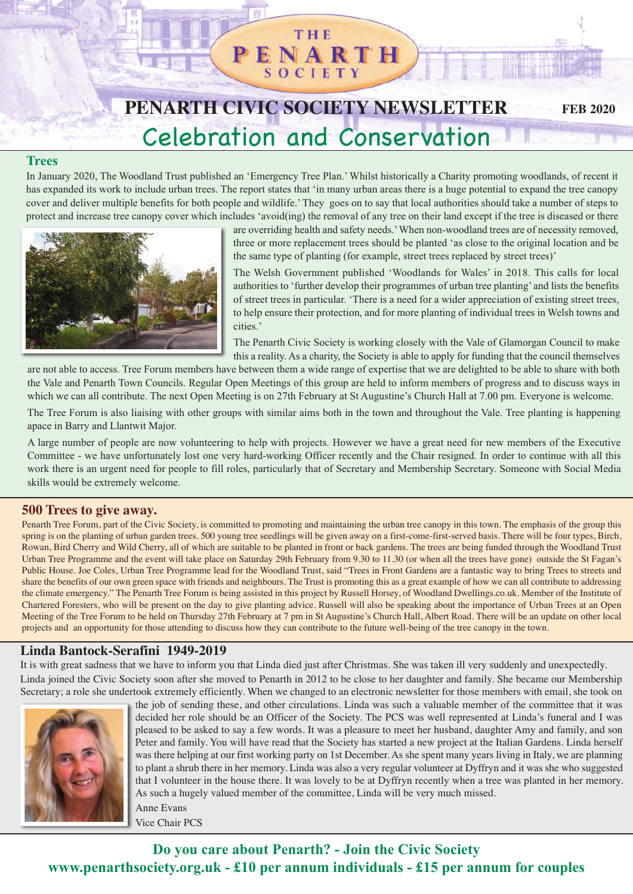# THE PENARTH SOCIETY

# PENARTH CIVIC SOCIETY NEWSLETTER

**FEB 2020**

## Celebration and Conservation

### Trees

In January 2020, The Woodland Trust published an 'Emergency Tree Plan.' Whilst historically a Charity promoting woodlands, of recent it has expanded its work to include urban trees. The report states that 'in many urban areas there is a huge potential to expand the tree canopy cover and deliver multiple benefits for both people and wildlife.' They goes on to say that local authorities should take a number of steps to protect and increase tree canopy cover which includes 'avoid(ing) the removal of any tree on their land except if the tree is diseased or there are overriding health and safety needs.' When non-woodland trees are of necessity removed, three or more replacement trees should be planted 'as close to the original location and be the same type of planting (for example, street trees replaced by street trees)'

The Welsh Government published 'Woodlands for Wales' in 2018. This calls for local authorities to 'further develop their programmes of urban tree planting' and lists the benefits of street trees in particular. 'There is a need for a wider appreciation of existing street trees, to help ensure their protection, and for more planting of individual trees in Welsh towns and cities.'

The Penarth Civic Society is working closely with the Vale of Glamorgan Council to make this a reality. As a charity, the Society is able to apply for funding that the council themselves are not able to access. Tree Forum members have between them a wide range of expertise that we are delighted to be able to share with both the Vale and Penarth Town Councils. Regular Open Meetings of this group are held to inform members of progress and to discuss ways in which we can all contribute. The next Open Meeting is on 27th February at St Augustine's Church Hall at 7.00 pm. Everyone is welcome.

The Tree Forum is also liaising with other groups with similar aims both in the town and throughout the Vale. Tree planting is happening apace in Barry and Llantwit Major.

A large number of people are now volunteering to help with projects. However we have a great need for new members of the Executive Committee - we have unfortunately lost one very hard-working Officer recently and the Chair resigned. In order to continue with all this work there is an urgent need for people to fill roles, particularly that of Secretary and Membership Secretary. Someone with Social Media skills would be extremely welcome.

### 500 Trees to give away.

Penarth Tree Forum, part of the Civic Society, is committed to promoting and maintaining the urban tree canopy in this town. The emphasis of the group this spring is on the planting of urban garden trees. 500 young tree seedlings will be given away on a first-come-first-served basis. There will be four types, Birch, Rowan, Bird Cherry and Wild Cherry, all of which are suitable to be planted in front or back gardens. The trees are being funded through the Woodland Trust Urban Tree Programme and the event will take place on Saturday 29th February from 9.30 to 11.30 (or when all the trees have gone) outside the St Fagan's Public House. Joe Coles, Urban Tree Programme lead for the Woodland Trust, said "Trees in Front Gardens are a fantastic way to bring Trees to streets and share the benefits of our own green space with friends and neighbours. The Trust is promoting this as a great example of how we can all contribute to addressing the climate emergency." The Penarth Tree Forum is being assisted in this project by Russell Horsey, of Woodland Dwellings.co.uk. Member of the Institute of Chartered Foresters, who will be present on the day to give planting advice. Russell will also be speaking about the importance of Urban Trees at an Open Meeting of the Tree Forum to be held on Thursday 27th February at 7 pm in St Augustine's Church Hall, Albert Road. There will be an update on other local projects and an opportunity for those attending to discuss how they can contribute to the future well-being of the tree canopy in the town.

### Linda Bantock-Serafini 1949-2019

It is with great sadness that we have to inform you that Linda died just after Christmas. She was taken ill very suddenly and unexpectedly.

Linda joined the Civic Society soon after she moved to Penarth in 2012 to be close to her daughter and family. She became our Membership Secretary; a role she undertook extremely efficiently. When we changed to an electronic newsletter for those members with email, she took on the job of sending these, and other circulations. Linda was such a valuable member of the committee that it was decided her role should be an Officer of the Society. The PCS was well represented at Linda's funeral and I was pleased to be asked to say a few words. It was a pleasure to meet her husband, daughter Amy and family, and son Peter and family. You will have read that the Society has started a new project at the Italian Gardens. Linda herself was there helping at our first working party on 1st December. As she spent many years living in Italy, we are planning to plant a shrub there in her memory. Linda was also a very regular volunteer at Dyffryn and it was she who suggested that I volunteer in the house there. It was lovely to be at Dyffryn recently when a tree was planted in her memory. As such a hugely valued member of the committee, Linda will be very much missed.

Anne Evans
Vice Chair PCS

**Do you care about Penarth? - Join the Civic Society**
**www.penarthsociety.org.uk - £10 per annum individuals - £15 per annum for couples**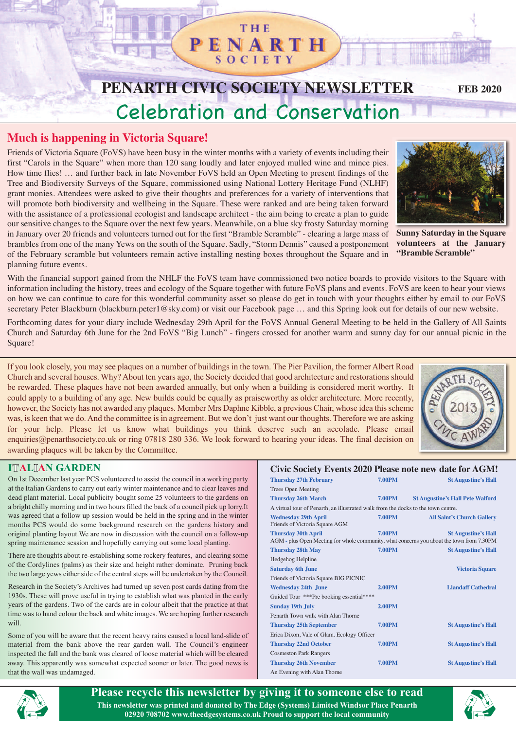# PENARTH CIVIC SOCIETY NEWSLETTER

**FEB 2020**

## Celebration and Conservation

## Much is happening in Victoria Square!

Friends of Victoria Square (FoVS) have been busy in the winter months with a variety of events including their first "Carols in the Square" when more than 120 sang loudly and later enjoyed mulled wine and mince pies. How time flies! … and further back in late November FoVS held an Open Meeting to present findings of the Tree and Biodiversity Surveys of the Square, commissioned using National Lottery Heritage Fund (NLHF) grant monies. Attendees were asked to give their thoughts and preferences for a variety of interventions that will promote both biodiversity and wellbeing in the Square. These were ranked and are being taken forward with the assistance of a professional ecologist and landscape architect - the aim being to create a plan to guide our sensitive changes to the Square over the next few years. Meanwhile, on a blue sky frosty Saturday morning in January over 20 friends and volunteers turned out for the first "Bramble Scramble" - clearing a large mass of brambles from one of the many Yews on the south of the Square. Sadly, "Storm Dennis" caused a postponement of the February scramble but volunteers remain active installing nesting boxes throughout the Square and in planning future events.

**Sunny Saturday in the Square volunteers at the January "Bramble Scramble"**

With the financial support gained from the NHLF the FoVS team have commissioned two notice boards to provide visitors to the Square with information including the history, trees and ecology of the Square together with future FoVS plans and events. FoVS are keen to hear your views on how we can continue to care for this wonderful community asset so please do get in touch with your thoughts either by email to our FoVS secretary Peter Blackburn (blackburn.peter1@sky.com) or visit our Facebook page … and this Spring look out for details of our new website.

Forthcoming dates for your diary include Wednesday 29th April for the FoVS Annual General Meeting to be held in the Gallery of All Saints Church and Saturday 6th June for the 2nd FoVS "Big Lunch" - fingers crossed for another warm and sunny day for our annual picnic in the Square!

If you look closely, you may see plaques on a number of buildings in the town. The Pier Pavilion, the former Albert Road Church and several houses. Why? About ten years ago, the Society decided that good architecture and restorations should be rewarded. These plaques have not been awarded annually, but only when a building is considered merit worthy. It could apply to a building of any age. New builds could be equally as praiseworthy as older architecture. More recently, however, the Society has not awarded any plaques. Member Mrs Daphne Kibble, a previous Chair, whose idea this scheme was, is keen that we do. And the committee is in agreement. But we don't just want our thoughts. Therefore we are asking for your help. Please let us know what buildings you think deserve such an accolade. Please email enquiries@penarthsociety.co.uk or ring 07818 280 336. We look forward to hearing your ideas. The final decision on awarding plaques will be taken by the Committee.

## ITALIAN GARDEN

On 1st December last year PCS volunteered to assist the council in a working party at the Italian Gardens to carry out early winter maintenance and to clear leaves and dead plant material. Local publicity bought some 25 volunteers to the gardens on a bright chilly morning and in two hours filled the back of a council pick up lorry.It was agreed that a follow up session would be held in the spring and in the winter months PCS would do some background research on the gardens history and original planting layout.We are now in discussion with the council on a follow-up spring maintenance session and hopefully carrying out some local planting.

There are thoughts about re-establishing some rockery features, and clearing some of the Cordylines (palms) as their size and height rather dominate. Pruning back the two large yews either side of the central steps will be undertaken by the Council.

Research in the Society's Archives had turned up seven post cards dating from the 1930s. These will prove useful in trying to establish what was planted in the early years of the gardens. Two of the cards are in colour albeit that the practice at that time was to hand colour the back and white images. We are hoping further research will.

Some of you will be aware that the recent heavy rains caused a local land-slide of material from the bank above the rear garden wall. The Council's engineer inspected the fall and the bank was cleared of loose material which will be cleared away. This apparently was somewhat expected sooner or later. The good news is that the wall was undamaged.

## Civic Society Events 2020 Please note new date for AGM!

| | | |
|---|---|---|
| **Thursday 27th February** | **7.00PM** | **St Augustine's Hall** |
| Trees Open Meeting | | |
| **Thursday 26th March** | **7.00PM** | **St Augustine's Hall Pete Walford** |
| A virtual tour of Penarth, an illustrated walk from the docks to the town centre. | | |
| **Wednesday 29th April** | **7.00PM** | **All Saint's Church Gallery** |
| Friends of Victoria Square AGM | | |
| **Thursday 30th April** | **7.00PM** | **St Augustine's Hall** |
| AGM - plus Open Meeting for whole community, what concerns you about the town from 7.30PM | | |
| **Thursday 28th May** | **7.00PM** | **St Augustine's Hall** |
| Hedgehog Helpline | | |
| **Saturday 6th June** | | **Victoria Square** |
| Friends of Victoria Square BIG PICNIC | | |
| **Wednesday 24th June** | **2.00PM** | **Llandaff Cathedral** |
| Guided Tour ***Pre booking essential**** | | |
| **Sunday 19th July** | **2.00PM** | |
| Penarth Town walk with Alan Thorne | | |
| **Thursday 25th September** | **7.00PM** | **St Augustine's Hall** |
| Erica Dixon, Vale of Glam. Ecology Officer | | |
| **Thursday 22nd October** | **7.00PM** | **St Augustine's Hall** |
| Cosmeston Park Rangers | | |
| **Thursday 26th November** | **7.00PM** | **St Augustine's Hall** |
| An Evening with Alan Thorne | | |

**Please recycle this newsletter by giving it to someone else to read**

**This newsletter was printed and donated by The Edge (Systems) Limited Windsor Place Penarth 02920 708702 www.theedgesystems.co.uk Proud to support the local community**